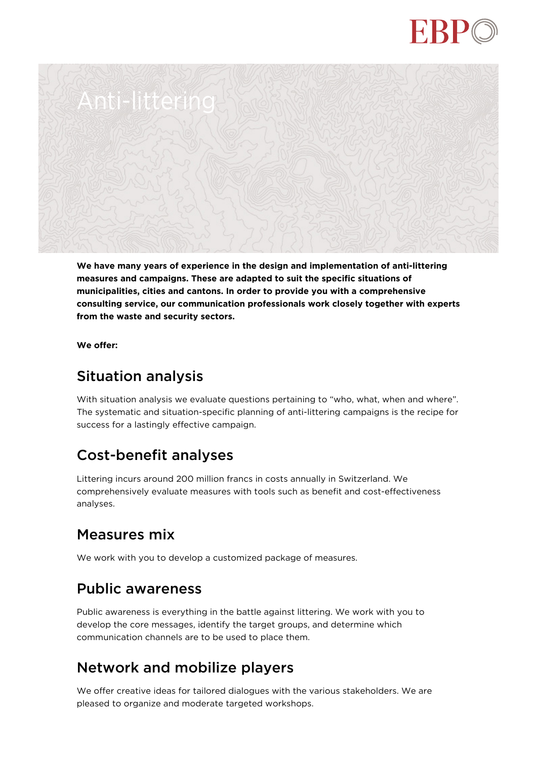# Anti-littering

**We have many years of experience in the design and implementation of anti-littering measures and campaigns. These are adapted to suit the specific situations of municipalities, cities and cantons. In order to provide you with a comprehensive consulting service, our communication professionals work closely together with experts from the waste and security sectors.**

**We offer:**

## Situation analysis

With situation analysis we evaluate questions pertaining to “who, what, when and where”. The systematic and situation-specific planning of anti-littering campaigns is the recipe for success for a lastingly effective campaign.

## Cost-benefit analyses

Littering incurs around 200 million francs in costs annually in Switzerland. We comprehensively evaluate measures with tools such as benefit and cost-effectiveness analyses.

## Measures mix

We work with you to develop a customized package of measures.

## Public awareness

Public awareness is everything in the battle against littering. We work with you to develop the core messages, identify the target groups, and determine which communication channels are to be used to place them.

## Network and mobilize players

We offer creative ideas for tailored dialogues with the various stakeholders. We are pleased to organize and moderate targeted workshops.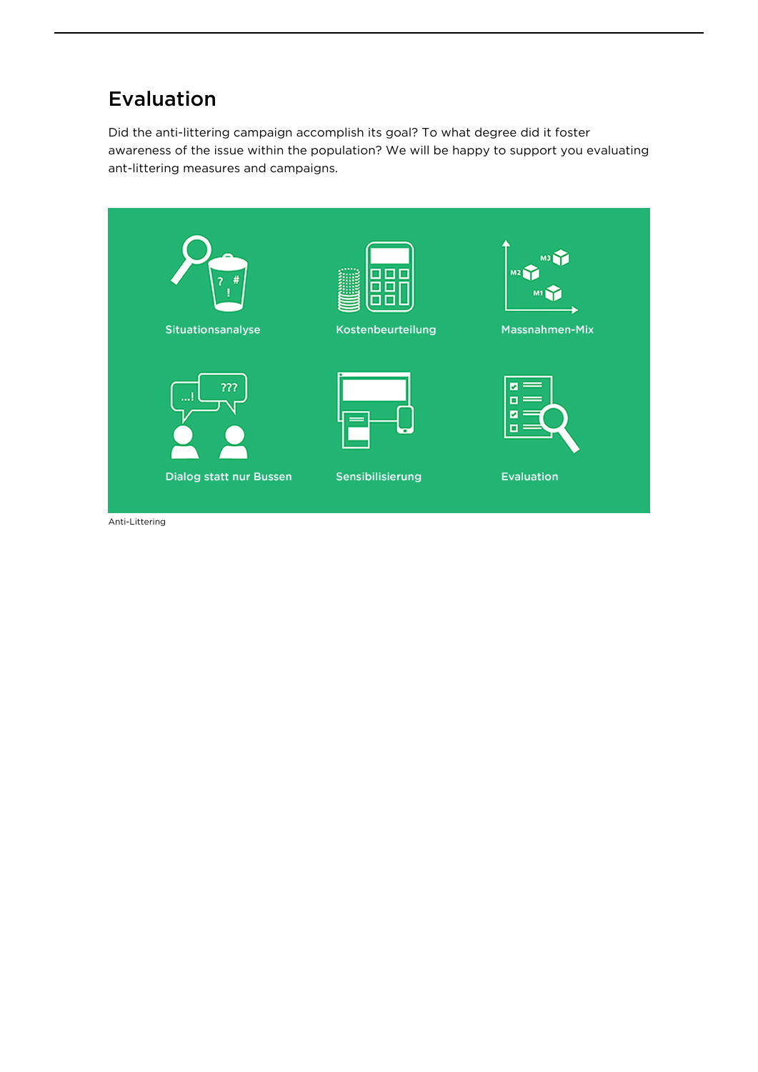## Evaluation

Did the anti-littering campaign accomplish its goal? To what degree did it foster awareness of the issue within the population? We will be happy to support you evaluating ant-littering measures and campaigns.

Situationsanalyse

Kostenbeurteilung

Massnahmen-Mix

Dialog statt nur Bussen

Sensibilisierung

Evaluation

Anti-Littering